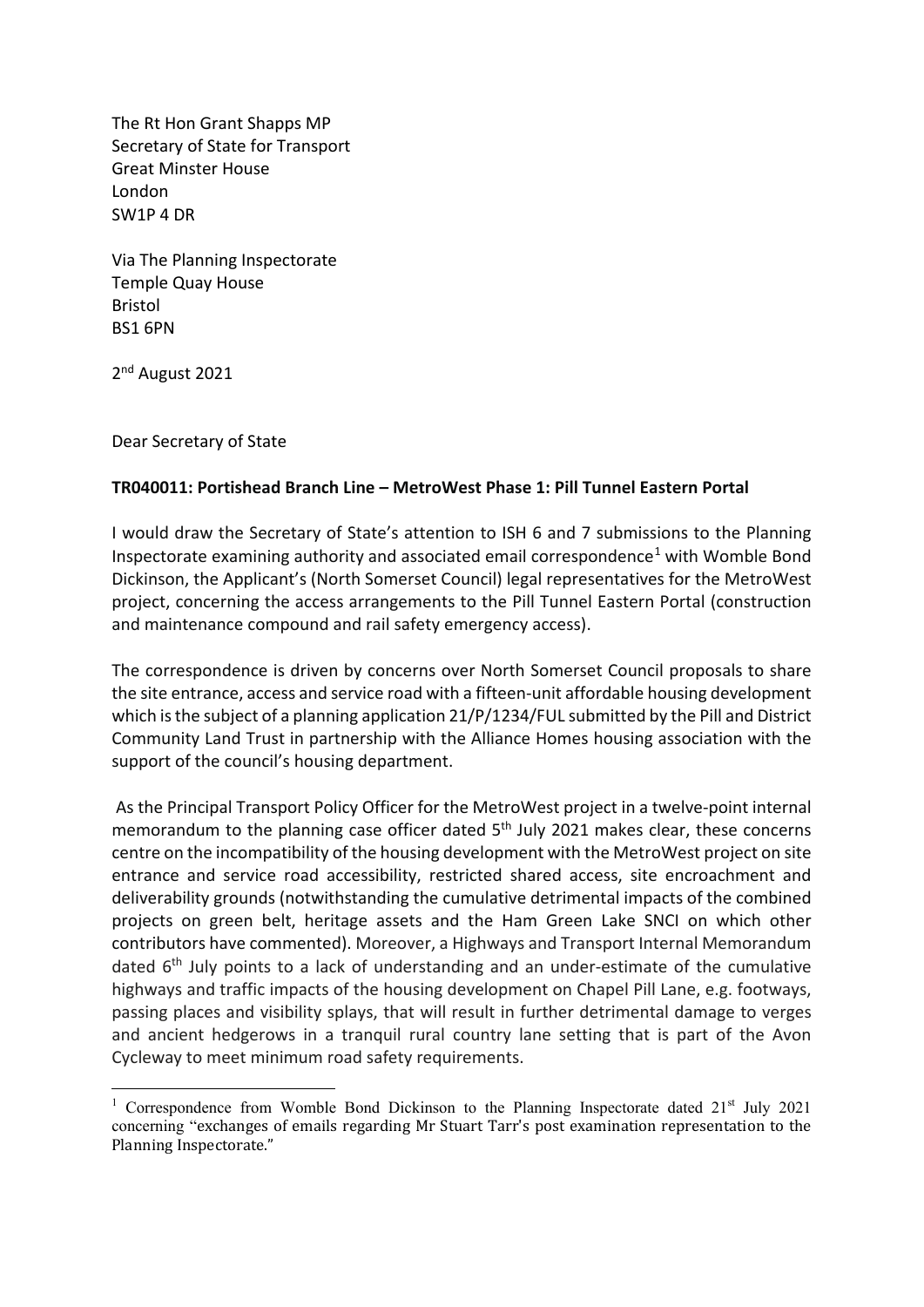The Rt Hon Grant Shapps MP
Secretary of State for Transport
Great Minster House
London
SW1P 4 DR

Via The Planning Inspectorate
Temple Quay House
Bristol
BS1 6PN

2nd August 2021

Dear Secretary of State

**TR040011: Portishead Branch Line – MetroWest Phase 1: Pill Tunnel Eastern Portal**

I would draw the Secretary of State's attention to ISH 6 and 7 submissions to the Planning Inspectorate examining authority and associated email correspondence[1] with Womble Bond Dickinson, the Applicant's (North Somerset Council) legal representatives for the MetroWest project, concerning the access arrangements to the Pill Tunnel Eastern Portal (construction and maintenance compound and rail safety emergency access).

The correspondence is driven by concerns over North Somerset Council proposals to share the site entrance, access and service road with a fifteen-unit affordable housing development which is the subject of a planning application 21/P/1234/FUL submitted by the Pill and District Community Land Trust in partnership with the Alliance Homes housing association with the support of the council's housing department.

As the Principal Transport Policy Officer for the MetroWest project in a twelve-point internal memorandum to the planning case officer dated 5th July 2021 makes clear, these concerns centre on the incompatibility of the housing development with the MetroWest project on site entrance and service road accessibility, restricted shared access, site encroachment and deliverability grounds (notwithstanding the cumulative detrimental impacts of the combined projects on green belt, heritage assets and the Ham Green Lake SNCI on which other contributors have commented). Moreover, a Highways and Transport Internal Memorandum dated 6th July points to a lack of understanding and an under-estimate of the cumulative highways and traffic impacts of the housing development on Chapel Pill Lane, e.g. footways, passing places and visibility splays, that will result in further detrimental damage to verges and ancient hedgerows in a tranquil rural country lane setting that is part of the Avon Cycleway to meet minimum road safety requirements.

---

[1] Correspondence from Womble Bond Dickinson to the Planning Inspectorate dated 21st July 2021 concerning "exchanges of emails regarding Mr Stuart Tarr's post examination representation to the Planning Inspectorate."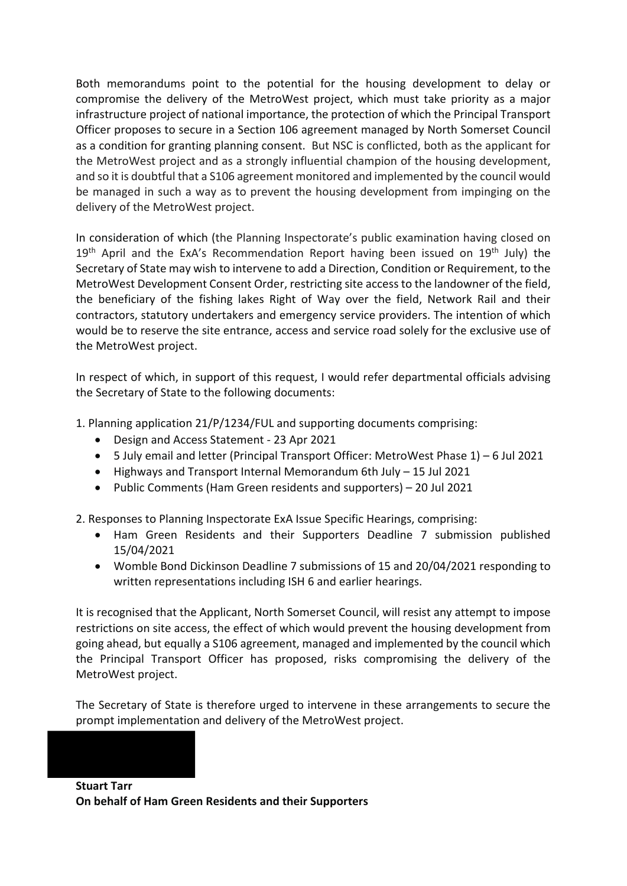Both memorandums point to the potential for the housing development to delay or compromise the delivery of the MetroWest project, which must take priority as a major infrastructure project of national importance, the protection of which the Principal Transport Officer proposes to secure in a Section 106 agreement managed by North Somerset Council as a condition for granting planning consent. But NSC is conflicted, both as the applicant for the MetroWest project and as a strongly influential champion of the housing development, and so it is doubtful that a S106 agreement monitored and implemented by the council would be managed in such a way as to prevent the housing development from impinging on the delivery of the MetroWest project.

In consideration of which (the Planning Inspectorate's public examination having closed on 19th April and the ExA's Recommendation Report having been issued on 19th July) the Secretary of State may wish to intervene to add a Direction, Condition or Requirement, to the MetroWest Development Consent Order, restricting site access to the landowner of the field, the beneficiary of the fishing lakes Right of Way over the field, Network Rail and their contractors, statutory undertakers and emergency service providers. The intention of which would be to reserve the site entrance, access and service road solely for the exclusive use of the MetroWest project.

In respect of which, in support of this request, I would refer departmental officials advising the Secretary of State to the following documents:

1. Planning application 21/P/1234/FUL and supporting documents comprising:
   - Design and Access Statement - 23 Apr 2021
   - 5 July email and letter (Principal Transport Officer: MetroWest Phase 1) – 6 Jul 2021
   - Highways and Transport Internal Memorandum 6th July – 15 Jul 2021
   - Public Comments (Ham Green residents and supporters) – 20 Jul 2021

2. Responses to Planning Inspectorate ExA Issue Specific Hearings, comprising:
   - Ham Green Residents and their Supporters Deadline 7 submission published 15/04/2021
   - Womble Bond Dickinson Deadline 7 submissions of 15 and 20/04/2021 responding to written representations including ISH 6 and earlier hearings.

It is recognised that the Applicant, North Somerset Council, will resist any attempt to impose restrictions on site access, the effect of which would prevent the housing development from going ahead, but equally a S106 agreement, managed and implemented by the council which the Principal Transport Officer has proposed, risks compromising the delivery of the MetroWest project.

The Secretary of State is therefore urged to intervene in these arrangements to secure the prompt implementation and delivery of the MetroWest project.

**Stuart Tarr**
**On behalf of Ham Green Residents and their Supporters**